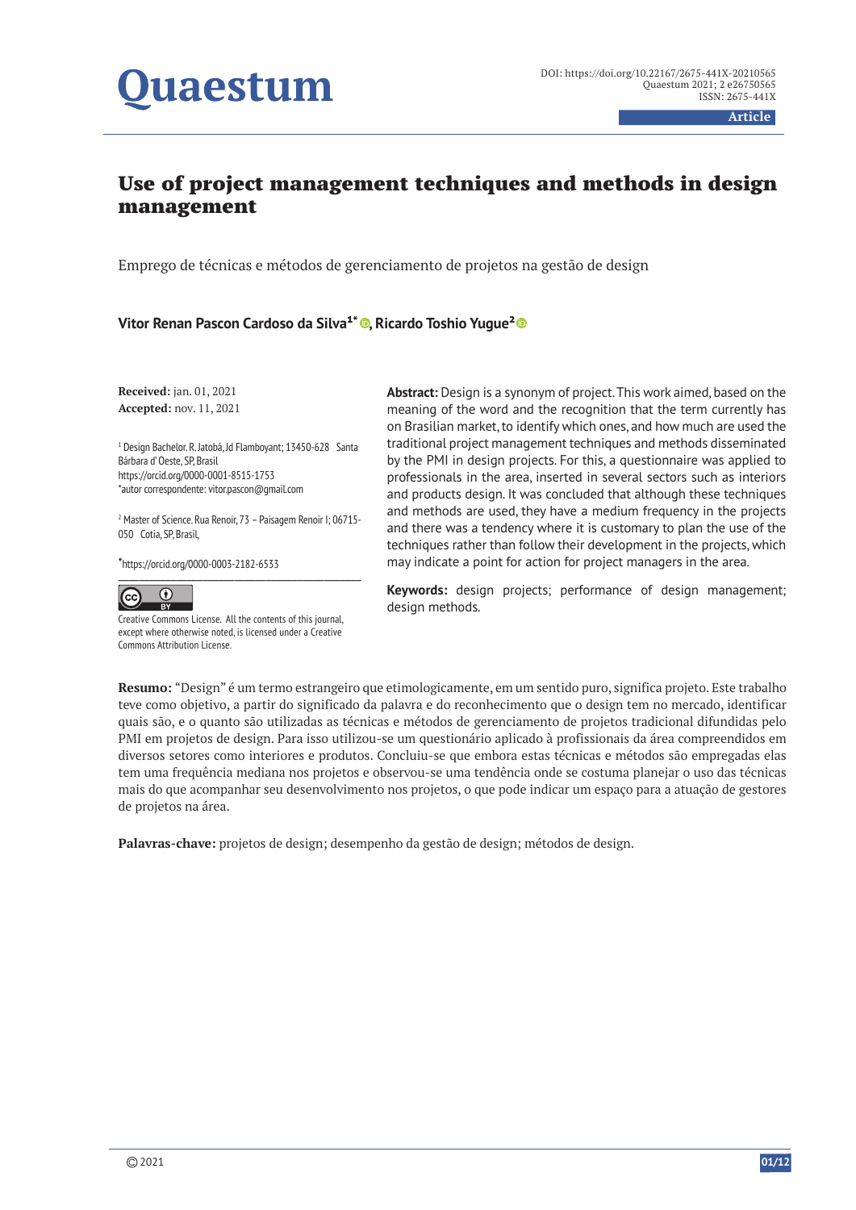# Use of project management techniques and methods in design management

Emprego de técnicas e métodos de gerenciamento de projetos na gestão de design

**Vitor Renan Pascon Cardoso da Silva[1*], Ricardo Toshio Yugue[2]**

**Received:** jan. 01, 2021
**Accepted:** nov. 11, 2021

[1] Design Bachelor. R. Jatobá, Jd Flamboyant; 13450-628 Santa Bárbara d' Oeste, SP, Brasil
https://orcid.org/0000-0001-8515-1753
*autor correspondente: vitor.pascon@gmail.com

[2] Master of Science. Rua Renoir, 73 – Paisagem Renoir I; 06715-050 Cotia, SP, Brasil,

*https://orcid.org/0000-0003-2182-6533

Creative Commons License. All the contents of this journal, except where otherwise noted, is licensed under a Creative Commons Attribution License.

**Abstract:** Design is a synonym of project. This work aimed, based on the meaning of the word and the recognition that the term currently has on Brasilian market, to identify which ones, and how much are used the traditional project management techniques and methods disseminated by the PMI in design projects. For this, a questionnaire was applied to professionals in the area, inserted in several sectors such as interiors and products design. It was concluded that although these techniques and methods are used, they have a medium frequency in the projects and there was a tendency where it is customary to plan the use of the techniques rather than follow their development in the projects, which may indicate a point for action for project managers in the area.

**Keywords:** design projects; performance of design management; design methods.

**Resumo:** "Design" é um termo estrangeiro que etimologicamente, em um sentido puro, significa projeto. Este trabalho teve como objetivo, a partir do significado da palavra e do reconhecimento que o design tem no mercado, identificar quais são, e o quanto são utilizadas as técnicas e métodos de gerenciamento de projetos tradicional difundidas pelo PMI em projetos de design. Para isso utilizou-se um questionário aplicado à profissionais da área compreendidos em diversos setores como interiores e produtos. Concluiu-se que embora estas técnicas e métodos são empregadas elas tem uma frequência mediana nos projetos e observou-se uma tendência onde se costuma planejar o uso das técnicas mais do que acompanhar seu desenvolvimento nos projetos, o que pode indicar um espaço para a atuação de gestores de projetos na área.

**Palavras-chave:** projetos de design; desempenho da gestão de design; métodos de design.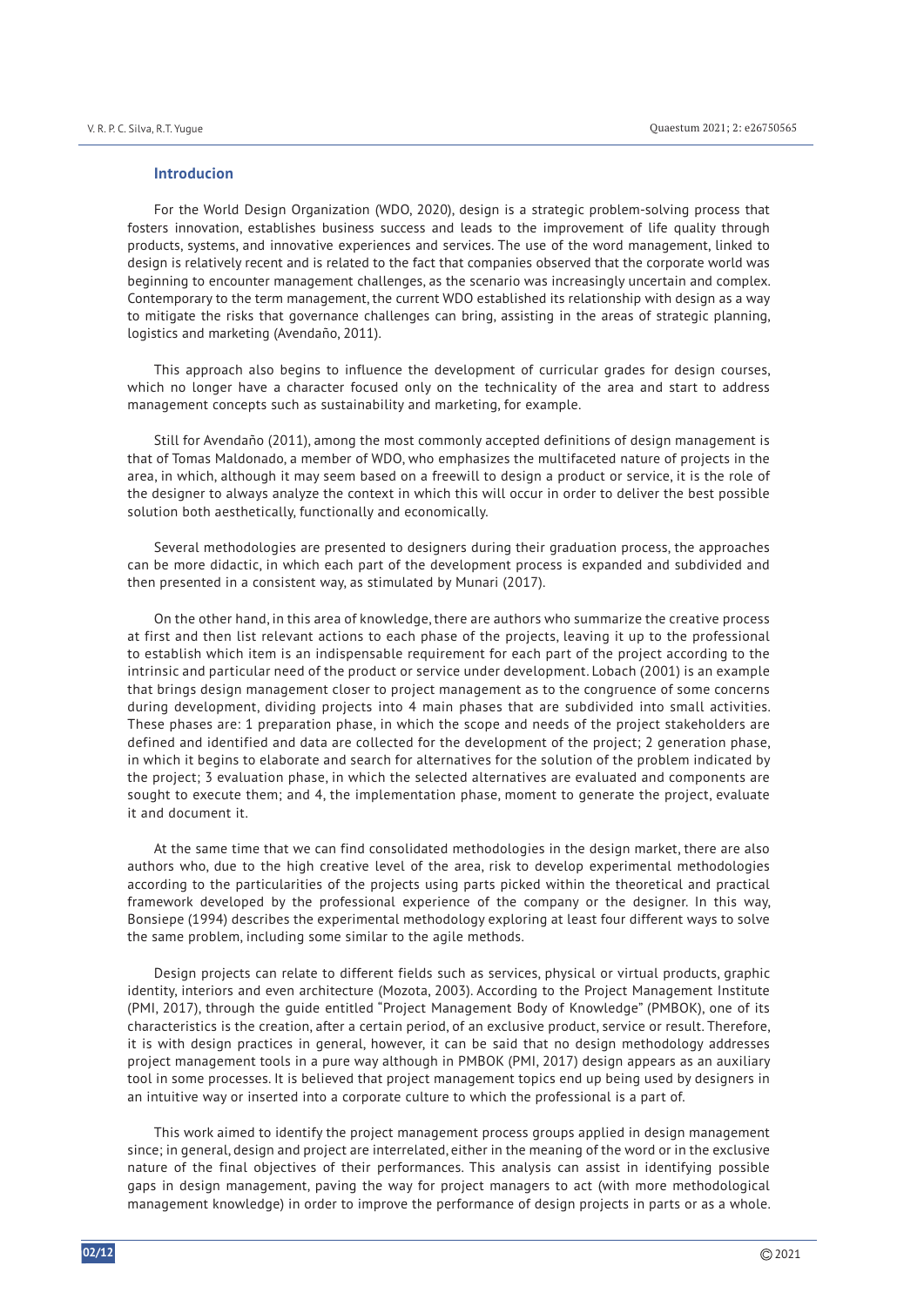## Introducion

For the World Design Organization (WDO, 2020), design is a strategic problem-solving process that fosters innovation, establishes business success and leads to the improvement of life quality through products, systems, and innovative experiences and services. The use of the word management, linked to design is relatively recent and is related to the fact that companies observed that the corporate world was beginning to encounter management challenges, as the scenario was increasingly uncertain and complex. Contemporary to the term management, the current WDO established its relationship with design as a way to mitigate the risks that governance challenges can bring, assisting in the areas of strategic planning, logistics and marketing (Avendaño, 2011).

This approach also begins to influence the development of curricular grades for design courses, which no longer have a character focused only on the technicality of the area and start to address management concepts such as sustainability and marketing, for example.

Still for Avendaño (2011), among the most commonly accepted definitions of design management is that of Tomas Maldonado, a member of WDO, who emphasizes the multifaceted nature of projects in the area, in which, although it may seem based on a freewill to design a product or service, it is the role of the designer to always analyze the context in which this will occur in order to deliver the best possible solution both aesthetically, functionally and economically.

Several methodologies are presented to designers during their graduation process, the approaches can be more didactic, in which each part of the development process is expanded and subdivided and then presented in a consistent way, as stimulated by Munari (2017).

On the other hand, in this area of knowledge, there are authors who summarize the creative process at first and then list relevant actions to each phase of the projects, leaving it up to the professional to establish which item is an indispensable requirement for each part of the project according to the intrinsic and particular need of the product or service under development. Lobach (2001) is an example that brings design management closer to project management as to the congruence of some concerns during development, dividing projects into 4 main phases that are subdivided into small activities. These phases are: 1 preparation phase, in which the scope and needs of the project stakeholders are defined and identified and data are collected for the development of the project; 2 generation phase, in which it begins to elaborate and search for alternatives for the solution of the problem indicated by the project; 3 evaluation phase, in which the selected alternatives are evaluated and components are sought to execute them; and 4, the implementation phase, moment to generate the project, evaluate it and document it.

At the same time that we can find consolidated methodologies in the design market, there are also authors who, due to the high creative level of the area, risk to develop experimental methodologies according to the particularities of the projects using parts picked within the theoretical and practical framework developed by the professional experience of the company or the designer. In this way, Bonsiepe (1994) describes the experimental methodology exploring at least four different ways to solve the same problem, including some similar to the agile methods.

Design projects can relate to different fields such as services, physical or virtual products, graphic identity, interiors and even architecture (Mozota, 2003). According to the Project Management Institute (PMI, 2017), through the guide entitled "Project Management Body of Knowledge" (PMBOK), one of its characteristics is the creation, after a certain period, of an exclusive product, service or result. Therefore, it is with design practices in general, however, it can be said that no design methodology addresses project management tools in a pure way although in PMBOK (PMI, 2017) design appears as an auxiliary tool in some processes. It is believed that project management topics end up being used by designers in an intuitive way or inserted into a corporate culture to which the professional is a part of.

This work aimed to identify the project management process groups applied in design management since; in general, design and project are interrelated, either in the meaning of the word or in the exclusive nature of the final objectives of their performances. This analysis can assist in identifying possible gaps in design management, paving the way for project managers to act (with more methodological management knowledge) in order to improve the performance of design projects in parts or as a whole.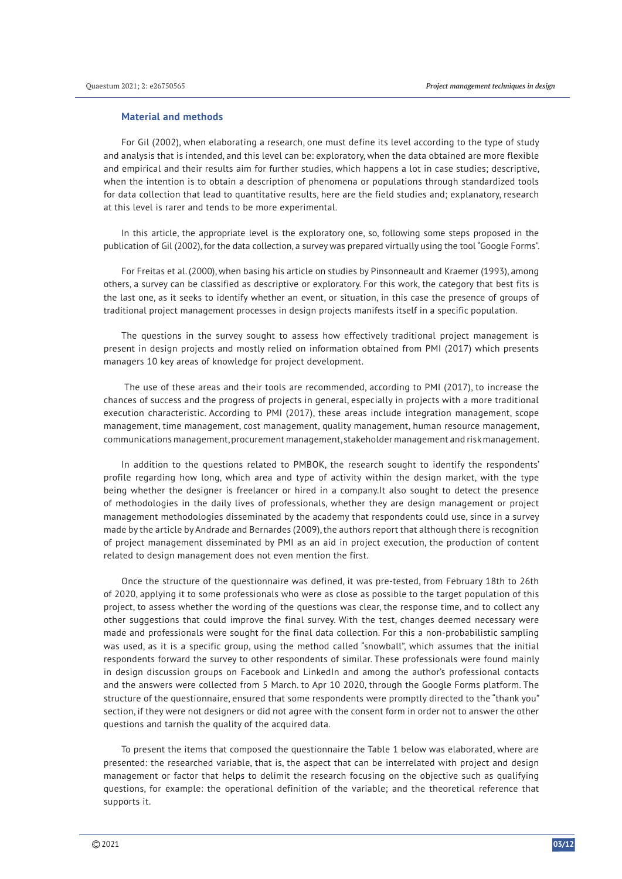## Material and methods

For Gil (2002), when elaborating a research, one must define its level according to the type of study and analysis that is intended, and this level can be: exploratory, when the data obtained are more flexible and empirical and their results aim for further studies, which happens a lot in case studies; descriptive, when the intention is to obtain a description of phenomena or populations through standardized tools for data collection that lead to quantitative results, here are the field studies and; explanatory, research at this level is rarer and tends to be more experimental.

In this article, the appropriate level is the exploratory one, so, following some steps proposed in the publication of Gil (2002), for the data collection, a survey was prepared virtually using the tool "Google Forms".

For Freitas et al. (2000), when basing his article on studies by Pinsonneault and Kraemer (1993), among others, a survey can be classified as descriptive or exploratory. For this work, the category that best fits is the last one, as it seeks to identify whether an event, or situation, in this case the presence of groups of traditional project management processes in design projects manifests itself in a specific population.

The questions in the survey sought to assess how effectively traditional project management is present in design projects and mostly relied on information obtained from PMI (2017) which presents managers 10 key areas of knowledge for project development.

The use of these areas and their tools are recommended, according to PMI (2017), to increase the chances of success and the progress of projects in general, especially in projects with a more traditional execution characteristic. According to PMI (2017), these areas include integration management, scope management, time management, cost management, quality management, human resource management, communications management, procurement management, stakeholder management and risk management.

In addition to the questions related to PMBOK, the research sought to identify the respondents' profile regarding how long, which area and type of activity within the design market, with the type being whether the designer is freelancer or hired in a company.It also sought to detect the presence of methodologies in the daily lives of professionals, whether they are design management or project management methodologies disseminated by the academy that respondents could use, since in a survey made by the article by Andrade and Bernardes (2009), the authors report that although there is recognition of project management disseminated by PMI as an aid in project execution, the production of content related to design management does not even mention the first.

Once the structure of the questionnaire was defined, it was pre-tested, from February 18th to 26th of 2020, applying it to some professionals who were as close as possible to the target population of this project, to assess whether the wording of the questions was clear, the response time, and to collect any other suggestions that could improve the final survey. With the test, changes deemed necessary were made and professionals were sought for the final data collection. For this a non-probabilistic sampling was used, as it is a specific group, using the method called "snowball", which assumes that the initial respondents forward the survey to other respondents of similar. These professionals were found mainly in design discussion groups on Facebook and LinkedIn and among the author's professional contacts and the answers were collected from 5 March. to Apr 10 2020, through the Google Forms platform. The structure of the questionnaire, ensured that some respondents were promptly directed to the "thank you" section, if they were not designers or did not agree with the consent form in order not to answer the other questions and tarnish the quality of the acquired data.

To present the items that composed the questionnaire the Table 1 below was elaborated, where are presented: the researched variable, that is, the aspect that can be interrelated with project and design management or factor that helps to delimit the research focusing on the objective such as qualifying questions, for example: the operational definition of the variable; and the theoretical reference that supports it.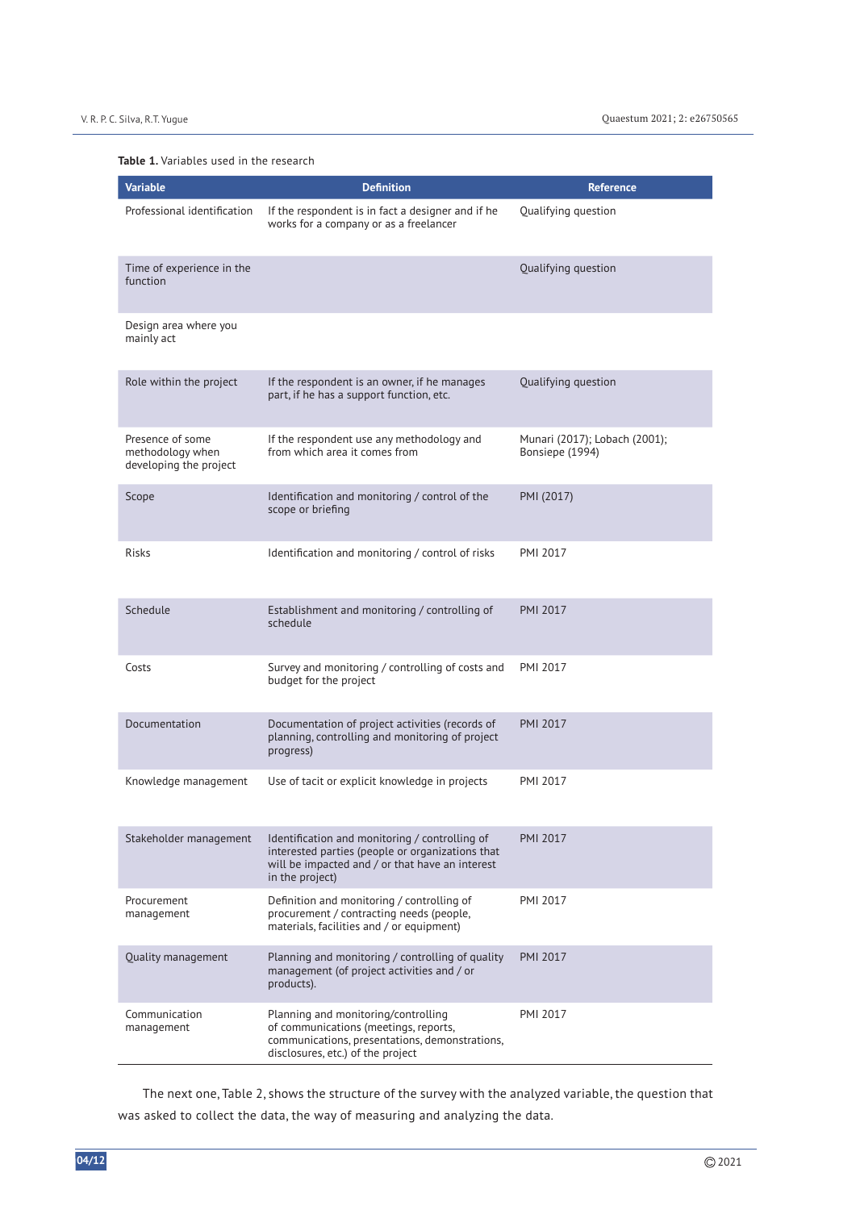**Table 1.** Variables used in the research

| Variable | Definition | Reference |
|---|---|---|
| Professional identification | If the respondent is in fact a designer and if he works for a company or as a freelancer | Qualifying question |
| Time of experience in the function | | Qualifying question |
| Design area where you mainly act | | |
| Role within the project | If the respondent is an owner, if he manages part, if he has a support function, etc. | Qualifying question |
| Presence of some methodology when developing the project | If the respondent use any methodology and from which area it comes from | Munari (2017); Lobach (2001); Bonsiepe (1994) |
| Scope | Identification and monitoring / control of the scope or briefing | PMI (2017) |
| Risks | Identification and monitoring / control of risks | PMI 2017 |
| Schedule | Establishment and monitoring / controlling of schedule | PMI 2017 |
| Costs | Survey and monitoring / controlling of costs and budget for the project | PMI 2017 |
| Documentation | Documentation of project activities (records of planning, controlling and monitoring of project progress) | PMI 2017 |
| Knowledge management | Use of tacit or explicit knowledge in projects | PMI 2017 |
| Stakeholder management | Identification and monitoring / controlling of interested parties (people or organizations that will be impacted and / or that have an interest in the project) | PMI 2017 |
| Procurement management | Definition and monitoring / controlling of procurement / contracting needs (people, materials, facilities and / or equipment) | PMI 2017 |
| Quality management | Planning and monitoring / controlling of quality management (of project activities and / or products). | PMI 2017 |
| Communication management | Planning and monitoring/controlling of communications (meetings, reports, communications, presentations, demonstrations, disclosures, etc.) of the project | PMI 2017 |

The next one, Table 2, shows the structure of the survey with the analyzed variable, the question that was asked to collect the data, the way of measuring and analyzing the data.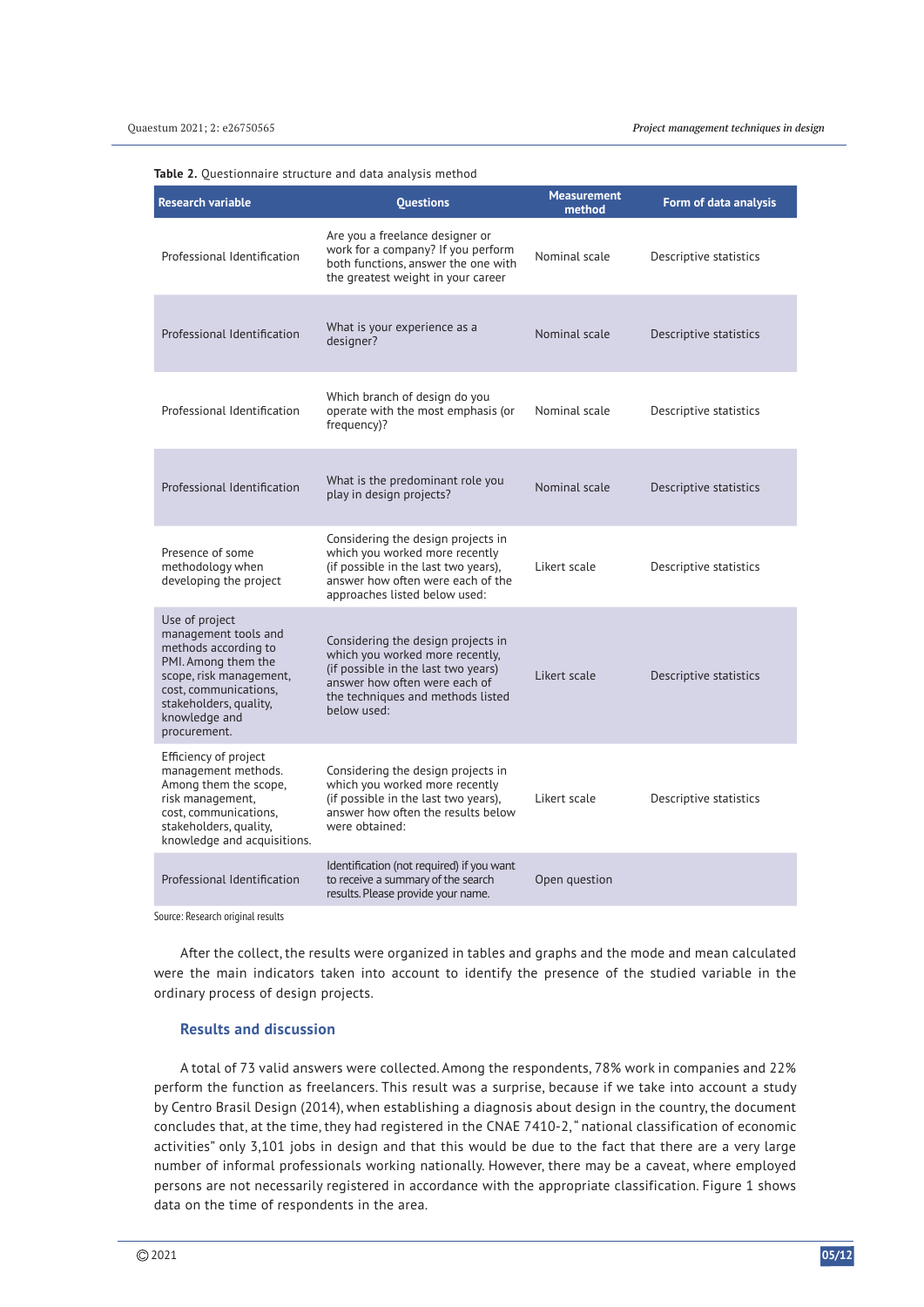**Table 2.** Questionnaire structure and data analysis method

| Research variable | Questions | Measurement method | Form of data analysis |
|---|---|---|---|
| Professional Identification | Are you a freelance designer or work for a company? If you perform both functions, answer the one with the greatest weight in your career | Nominal scale | Descriptive statistics |
| Professional Identification | What is your experience as a designer? | Nominal scale | Descriptive statistics |
| Professional Identification | Which branch of design do you operate with the most emphasis (or frequency)? | Nominal scale | Descriptive statistics |
| Professional Identification | What is the predominant role you play in design projects? | Nominal scale | Descriptive statistics |
| Presence of some methodology when developing the project | Considering the design projects in which you worked more recently (if possible in the last two years when), answer how often were each of the approaches listed below used: | Likert scale | Descriptive statistics |
| Use of project management tools and methods according to PMI. Among them the scope, risk management, cost, communications, stakeholders, quality, knowledge and procurement. | Considering the design projects in which you worked more recently, (if possible in the last two years) answer how often were each of the techniques and methods listed below used: | Likert scale | Descriptive statistics |
| Efficiency of project management methods. Among them the scope, risk management, cost, communications, stakeholders, quality, knowledge and acquisitions. | Considering the design projects in which you worked more recently (if possible in the last two years), answer how often the results below were obtained: | Likert scale | Descriptive statistics |
| Professional Identification | Identification (not required) if you want to receive a summary of the search results. Please provide your name. | Open question | |

Source: Research original results

After the collect, the results were organized in tables and graphs and the mode and mean calculated were the main indicators taken into account to identify the presence of the studied variable in the ordinary process of design projects.

## Results and discussion

A total of 73 valid answers were collected. Among the respondents, 78% work in companies and 22% perform the function as freelancers. This result was a surprise, because if we take into account a study by Centro Brasil Design (2014), when establishing a diagnosis about design in the country, the document concludes that, at the time, they had registered in the CNAE 7410-2, " national classification of economic activities" only 3,101 jobs in design and that this would be due to the fact that there are a very large number of informal professionals working nationally. However, there may be a caveat, where employed persons are not necessarily registered in accordance with the appropriate classification. Figure 1 shows data on the time of respondents in the area.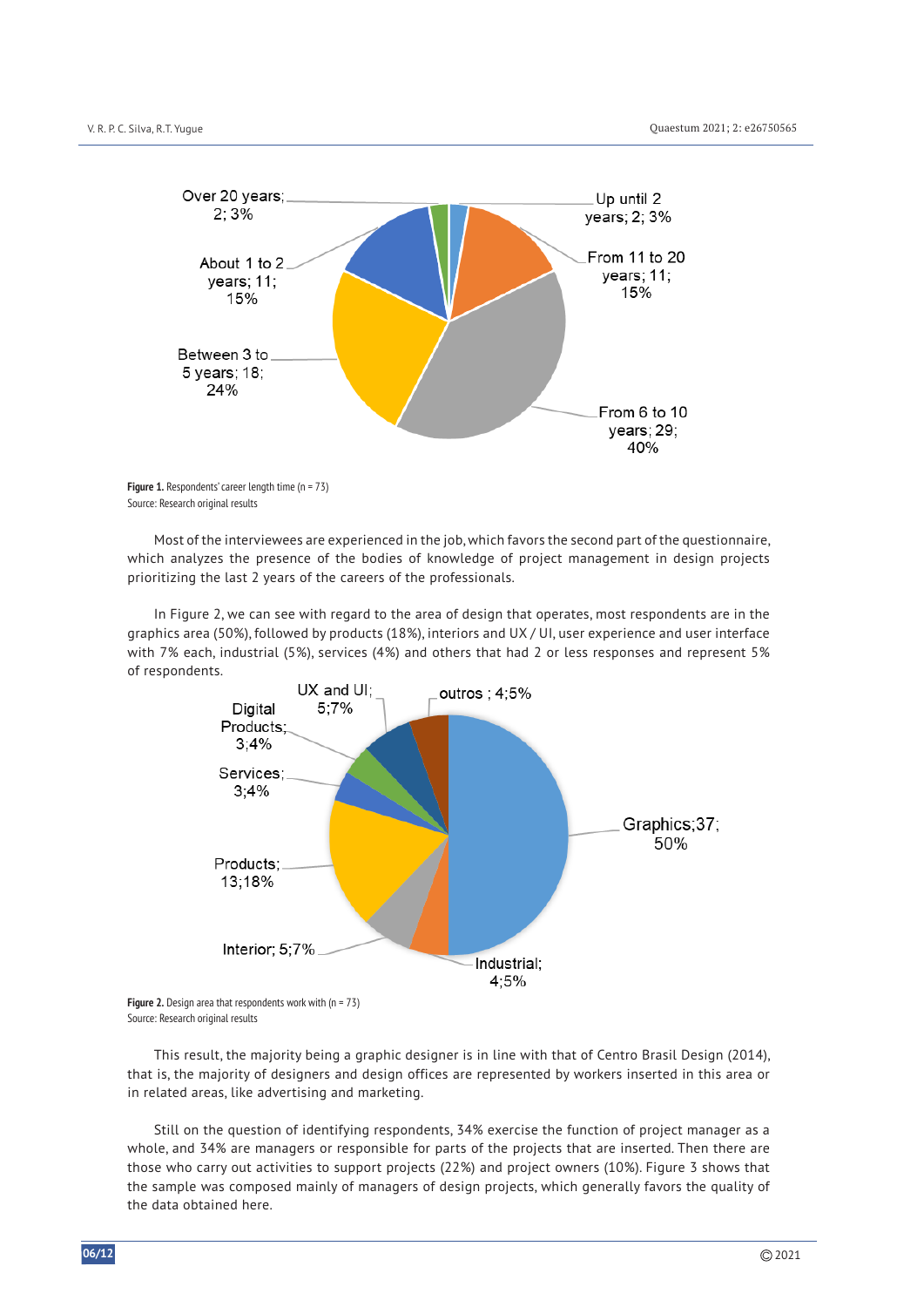Figure 1. Respondents' career length time (n = 73)
Source: Research original results

Most of the interviewees are experienced in the job, which favors the second part of the questionnaire, which analyzes the presence of the bodies of knowledge of project management in design projects prioritizing the last 2 years of the careers of the professionals.

In Figure 2, we can see with regard to the area of design that operates, most respondents are in the graphics area (50%), followed by products (18%), interiors and UX / UI, user experience and user interface with 7% each, industrial (5%), services (4%) and others that had 2 or less responses and represent 5% of respondents.

Figure 2. Design area that respondents work with (n = 73)
Source: Research original results

This result, the majority being a graphic designer is in line with that of Centro Brasil Design (2014), that is, the majority of designers and design offices are represented by workers inserted in this area or in related areas, like advertising and marketing.

Still on the question of identifying respondents, 34% exercise the function of project manager as a whole, and 34% are managers or responsible for parts of the projects that are inserted. Then there are those who carry out activities to support projects (22%) and project owners (10%). Figure 3 shows that the sample was composed mainly of managers of design projects, which generally favors the quality of the data obtained here.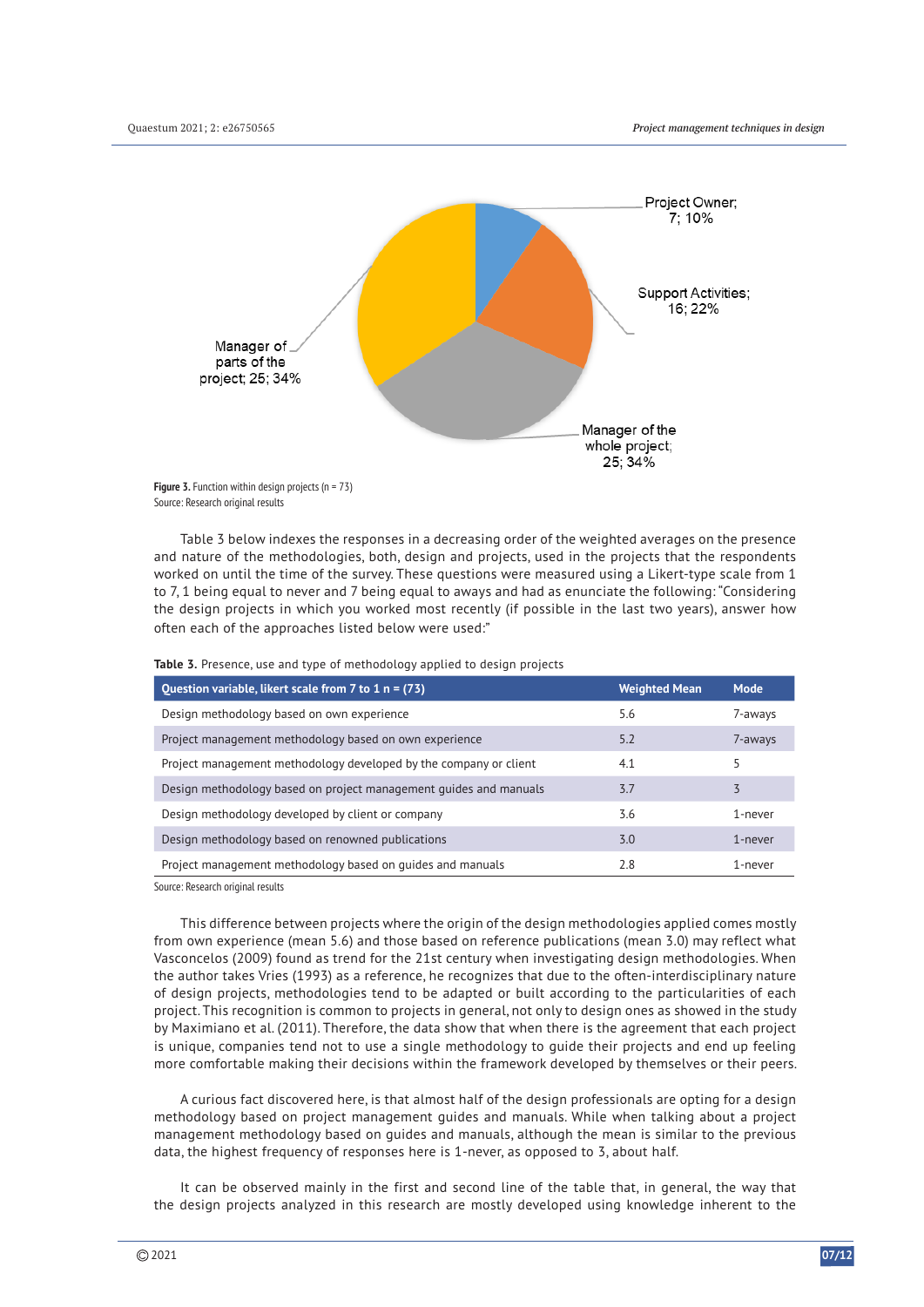Figure 3. Function within design projects (n = 73)
Source: Research original results

Table 3 below indexes the responses in a decreasing order of the weighted averages on the presence and nature of the methodologies, both, design and projects, used in the projects that the respondents worked on until the time of the survey. These questions were measured using a Likert-type scale from 1 to 7, 1 being equal to never and 7 being equal to aways and had as enunciate the following: "Considering the design projects in which you worked most recently (if possible in the last two years), answer how often each of the approaches listed below were used:"

**Table 3.** Presence, use and type of methodology applied to design projects

| Question variable, likert scale from 7 to 1 n = (73) | Weighted Mean | Mode |
|---|---|---|
| Design methodology based on own experience | 5.6 | 7-aways |
| Project management methodology based on own experience | 5.2 | 7-aways |
| Project management methodology developed by the company or client | 4.1 | 5 |
| Design methodology based on project management guides and manuals | 3.7 | 3 |
| Design methodology developed by client or company | 3.6 | 1-never |
| Design methodology based on renowned publications | 3.0 | 1-never |
| Project management methodology based on guides and manuals | 2.8 | 1-never |

Source: Research original results

This difference between projects where the origin of the design methodologies applied comes mostly from own experience (mean 5.6) and those based on reference publications (mean 3.0) may reflect what Vasconcelos (2009) found as trend for the 21st century when investigating design methodologies. When the author takes Vries (1993) as a reference, he recognizes that due to the often-interdisciplinary nature of design projects, methodologies tend to be adapted or built according to the particularities of each project. This recognition is common to projects in general, not only to design ones as showed in the study by Maximiano et al. (2011). Therefore, the data show that when there is the agreement that each project is unique, companies tend not to use a single methodology to guide their projects and end up feeling more comfortable making their decisions within the framework developed by themselves or their peers.

A curious fact discovered here, is that almost half of the design professionals are opting for a design methodology based on project management guides and manuals. While when talking about a project management methodology based on guides and manuals, although the mean is similar to the previous data, the highest frequency of responses here is 1-never, as opposed to 3, about half.

It can be observed mainly in the first and second line of the table that, in general, the way that the design projects analyzed in this research are mostly developed using knowledge inherent to the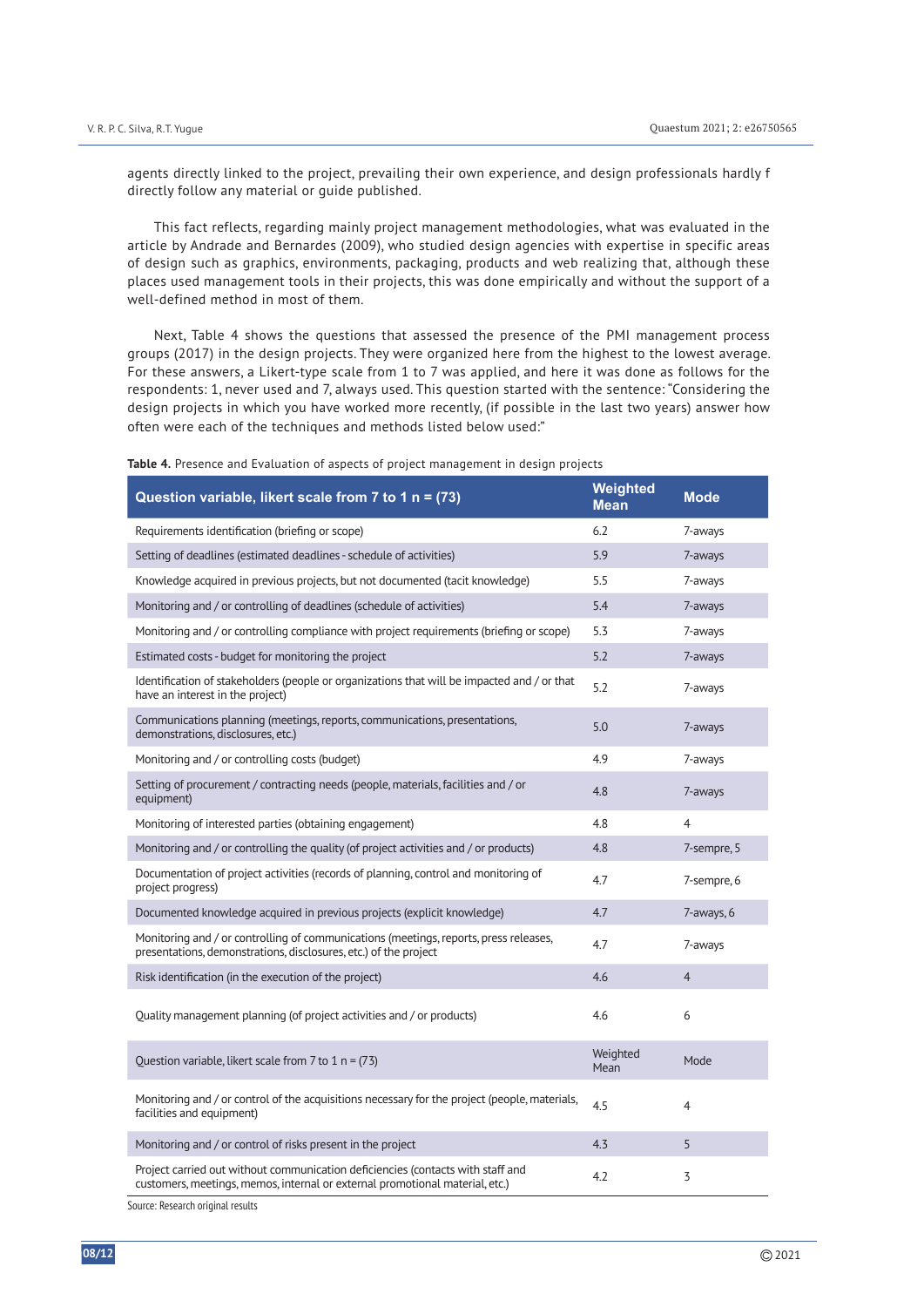agents directly linked to the project, prevailing their own experience, and design professionals hardly f directly follow any material or guide published.

This fact reflects, regarding mainly project management methodologies, what was evaluated in the article by Andrade and Bernardes (2009), who studied design agencies with expertise in specific areas of design such as graphics, environments, packaging, products and web realizing that, although these places used management tools in their projects, this was done empirically and without the support of a well-defined method in most of them.

Next, Table 4 shows the questions that assessed the presence of the PMI management process groups (2017) in the design projects. They were organized here from the highest to the lowest average. For these answers, a Likert-type scale from 1 to 7 was applied, and here it was done as follows for the respondents: 1, never used and 7, always used. This question started with the sentence: "Considering the design projects in which you have worked more recently, (if possible in the last two years) answer how often were each of the techniques and methods listed below used:"

**Table 4.** Presence and Evaluation of aspects of project management in design projects

| Question variable, likert scale from 7 to 1 n = (73) | Weighted Mean | Mode |
|---|---|---|
| Requirements identification (briefing or scope) | 6.2 | 7-aways |
| Setting of deadlines (estimated deadlines - schedule of activities) | 5.9 | 7-aways |
| Knowledge acquired in previous projects, but not documented (tacit knowledge) | 5.5 | 7-aways |
| Monitoring and / or controlling of deadlines (schedule of activities) | 5.4 | 7-aways |
| Monitoring and / or controlling compliance with project requirements (briefing or scope) | 5.3 | 7-aways |
| Estimated costs - budget for monitoring the project | 5.2 | 7-aways |
| Identification of stakeholders (people or organizations that will be impacted and / or that have an interest in the project) | 5.2 | 7-aways |
| Communications planning (meetings, reports, communications, presentations, demonstrations, disclosures, etc.) | 5.0 | 7-aways |
| Monitoring and / or controlling costs (budget) | 4.9 | 7-aways |
| Setting of procurement / contracting needs (people, materials, facilities and / or equipment) | 4.8 | 7-aways |
| Monitoring of interested parties (obtaining engagement) | 4.8 | 4 |
| Monitoring and / or controlling the quality (of project activities and / or products) | 4.8 | 7-sempre, 5 |
| Documentation of project activities (records of planning, control and monitoring of project progress) | 4.7 | 7-sempre, 6 |
| Documented knowledge acquired in previous projects (explicit knowledge) | 4.7 | 7-aways, 6 |
| Monitoring and / or controlling of communications (meetings, reports, press releases, presentations, demonstrations, disclosures, etc.) of the project | 4.7 | 7-aways |
| Risk identification (in the execution of the project) | 4.6 | 4 |
| Quality management planning (of project activities and / or products) | 4.6 | 6 |
| Question variable, likert scale from 7 to 1 n = (73) | Weighted Mean | Mode |
| Monitoring and / or control of the acquisitions necessary for the project (people, materials, facilities and equipment) | 4.5 | 4 |
| Monitoring and / or control of risks present in the project | 4.3 | 5 |
| Project carried out without communication deficiencies (contacts with staff and customers, meetings, memos, internal or external promotional material, etc.) | 4.2 | 3 |

Source: Research original results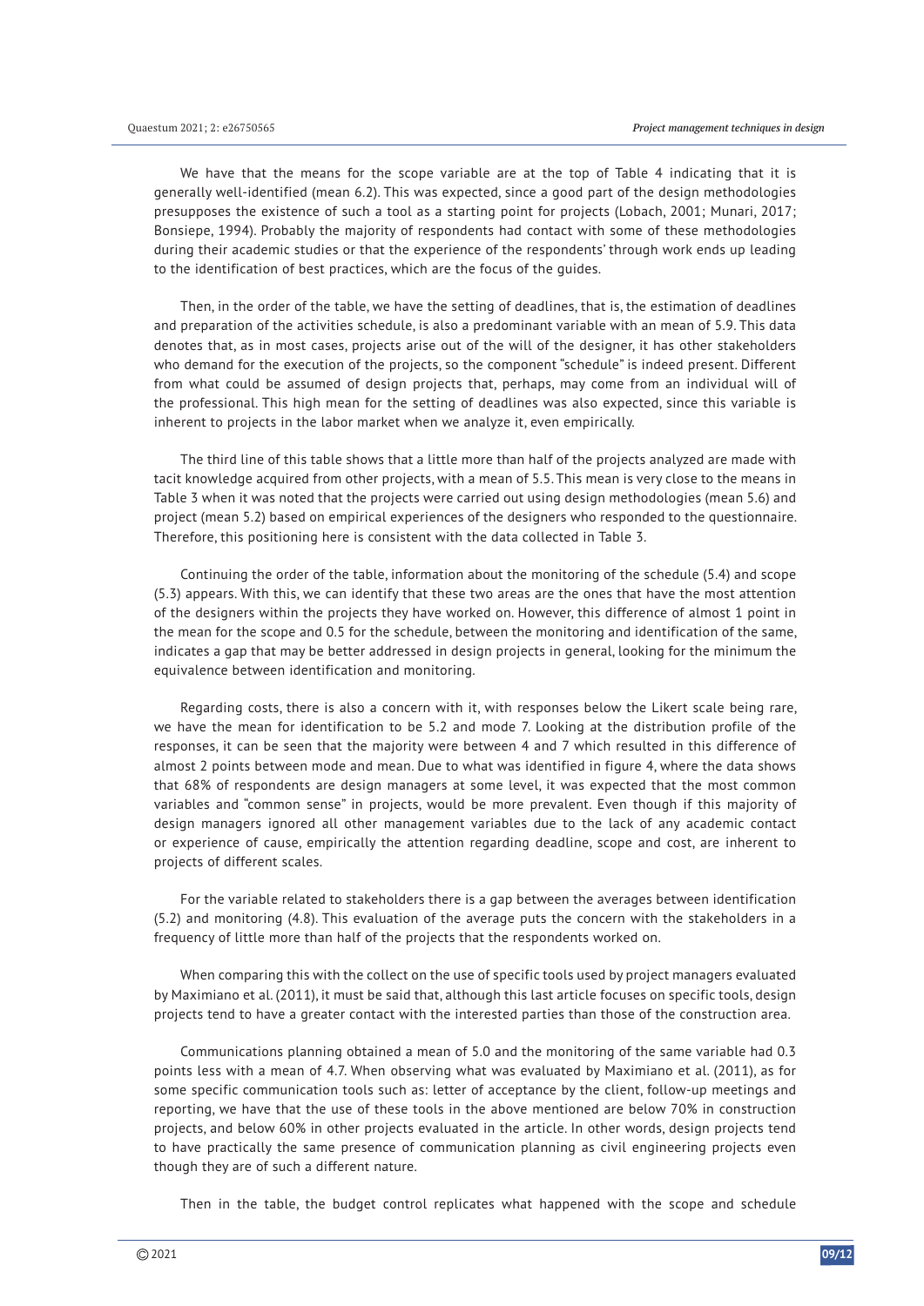We have that the means for the scope variable are at the top of Table 4 indicating that it is generally well-identified (mean 6.2). This was expected, since a good part of the design methodologies presupposes the existence of such a tool as a starting point for projects (Lobach, 2001; Munari, 2017; Bonsiepe, 1994). Probably the majority of respondents had contact with some of these methodologies during their academic studies or that the experience of the respondents' through work ends up leading to the identification of best practices, which are the focus of the guides.

Then, in the order of the table, we have the setting of deadlines, that is, the estimation of deadlines and preparation of the activities schedule, is also a predominant variable with an mean of 5.9. This data denotes that, as in most cases, projects arise out of the will of the designer, it has other stakeholders who demand for the execution of the projects, so the component "schedule" is indeed present. Different from what could be assumed of design projects that, perhaps, may come from an individual will of the professional. This high mean for the setting of deadlines was also expected, since this variable is inherent to projects in the labor market when we analyze it, even empirically.

The third line of this table shows that a little more than half of the projects analyzed are made with tacit knowledge acquired from other projects, with a mean of 5.5. This mean is very close to the means in Table 3 when it was noted that the projects were carried out using design methodologies (mean 5.6) and project (mean 5.2) based on empirical experiences of the designers who responded to the questionnaire. Therefore, this positioning here is consistent with the data collected in Table 3.

Continuing the order of the table, information about the monitoring of the schedule (5.4) and scope (5.3) appears. With this, we can identify that these two areas are the ones that have the most attention of the designers within the projects they have worked on. However, this difference of almost 1 point in the mean for the scope and 0.5 for the schedule, between the monitoring and identification of the same, indicates a gap that may be better addressed in design projects in general, looking for the minimum the equivalence between identification and monitoring.

Regarding costs, there is also a concern with it, with responses below the Likert scale being rare, we have the mean for identification to be 5.2 and mode 7. Looking at the distribution profile of the responses, it can be seen that the majority were between 4 and 7 which resulted in this difference of almost 2 points between mode and mean. Due to what was identified in figure 4, where the data shows that 68% of respondents are design managers at some level, it was expected that the most common variables and "common sense" in projects, would be more prevalent. Even though if this majority of design managers ignored all other management variables due to the lack of any academic contact or experience of cause, empirically the attention regarding deadline, scope and cost, are inherent to projects of different scales.

For the variable related to stakeholders there is a gap between the averages between identification (5.2) and monitoring (4.8). This evaluation of the average puts the concern with the stakeholders in a frequency of little more than half of the projects that the respondents worked on.

When comparing this with the collect on the use of specific tools used by project managers evaluated by Maximiano et al. (2011), it must be said that, although this last article focuses on specific tools, design projects tend to have a greater contact with the interested parties than those of the construction area.

Communications planning obtained a mean of 5.0 and the monitoring of the same variable had 0.3 points less with a mean of 4.7. When observing what was evaluated by Maximiano et al. (2011), as for some specific communication tools such as: letter of acceptance by the client, follow-up meetings and reporting, we have that the use of these tools in the above mentioned are below 70% in construction projects, and below 60% in other projects evaluated in the article. In other words, design projects tend to have practically the same presence of communication planning as civil engineering projects even though they are of such a different nature.

Then in the table, the budget control replicates what happened with the scope and schedule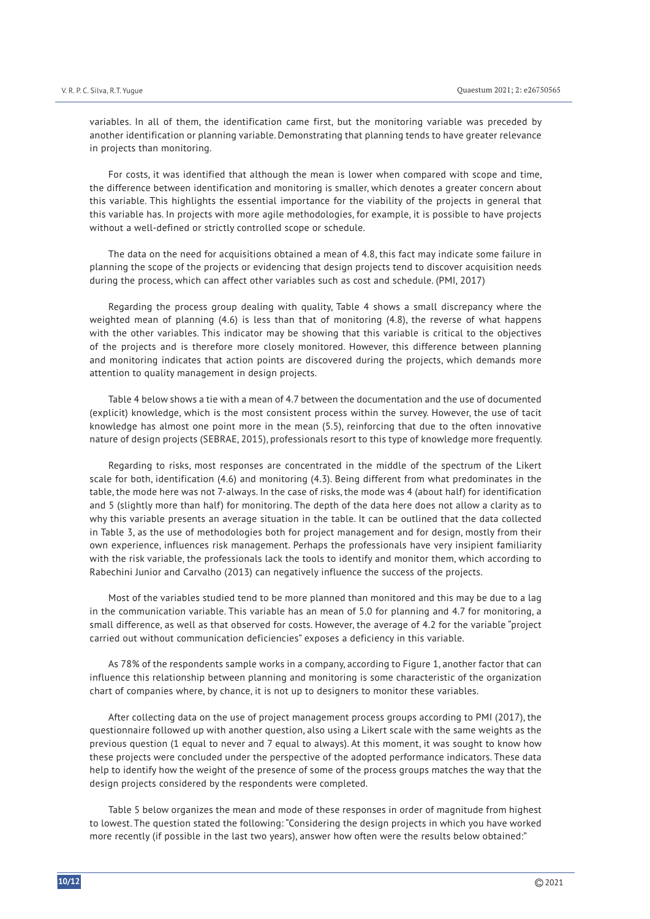variables. In all of them, the identification came first, but the monitoring variable was preceded by another identification or planning variable. Demonstrating that planning tends to have greater relevance in projects than monitoring.

For costs, it was identified that although the mean is lower when compared with scope and time, the difference between identification and monitoring is smaller, which denotes a greater concern about this variable. This highlights the essential importance for the viability of the projects in general that this variable has. In projects with more agile methodologies, for example, it is possible to have projects without a well-defined or strictly controlled scope or schedule.

The data on the need for acquisitions obtained a mean of 4.8, this fact may indicate some failure in planning the scope of the projects or evidencing that design projects tend to discover acquisition needs during the process, which can affect other variables such as cost and schedule. (PMI, 2017)

Regarding the process group dealing with quality, Table 4 shows a small discrepancy where the weighted mean of planning (4.6) is less than that of monitoring (4.8), the reverse of what happens with the other variables. This indicator may be showing that this variable is critical to the objectives of the projects and is therefore more closely monitored. However, this difference between planning and monitoring indicates that action points are discovered during the projects, which demands more attention to quality management in design projects.

Table 4 below shows a tie with a mean of 4.7 between the documentation and the use of documented (explicit) knowledge, which is the most consistent process within the survey. However, the use of tacit knowledge has almost one point more in the mean (5.5), reinforcing that due to the often innovative nature of design projects (SEBRAE, 2015), professionals resort to this type of knowledge more frequently.

Regarding to risks, most responses are concentrated in the middle of the spectrum of the Likert scale for both, identification (4.6) and monitoring (4.3). Being different from what predominates in the table, the mode here was not 7-always. In the case of risks, the mode was 4 (about half) for identification and 5 (slightly more than half) for monitoring. The depth of the data here does not allow a clarity as to why this variable presents an average situation in the table. It can be outlined that the data collected in Table 3, as the use of methodologies both for project management and for design, mostly from their own experience, influences risk management. Perhaps the professionals have very insipient familiarity with the risk variable, the professionals lack the tools to identify and monitor them, which according to Rabechini Junior and Carvalho (2013) can negatively influence the success of the projects.

Most of the variables studied tend to be more planned than monitored and this may be due to a lag in the communication variable. This variable has an mean of 5.0 for planning and 4.7 for monitoring, a small difference, as well as that observed for costs. However, the average of 4.2 for the variable "project carried out without communication deficiencies" exposes a deficiency in this variable.

As 78% of the respondents sample works in a company, according to Figure 1, another factor that can influence this relationship between planning and monitoring is some characteristic of the organization chart of companies where, by chance, it is not up to designers to monitor these variables.

After collecting data on the use of project management process groups according to PMI (2017), the questionnaire followed up with another question, also using a Likert scale with the same weights as the previous question (1 equal to never and 7 equal to always). At this moment, it was sought to know how these projects were concluded under the perspective of the adopted performance indicators. These data help to identify how the weight of the presence of some of the process groups matches the way that the design projects considered by the respondents were completed.

Table 5 below organizes the mean and mode of these responses in order of magnitude from highest to lowest. The question stated the following: "Considering the design projects in which you have worked more recently (if possible in the last two years), answer how often were the results below obtained:"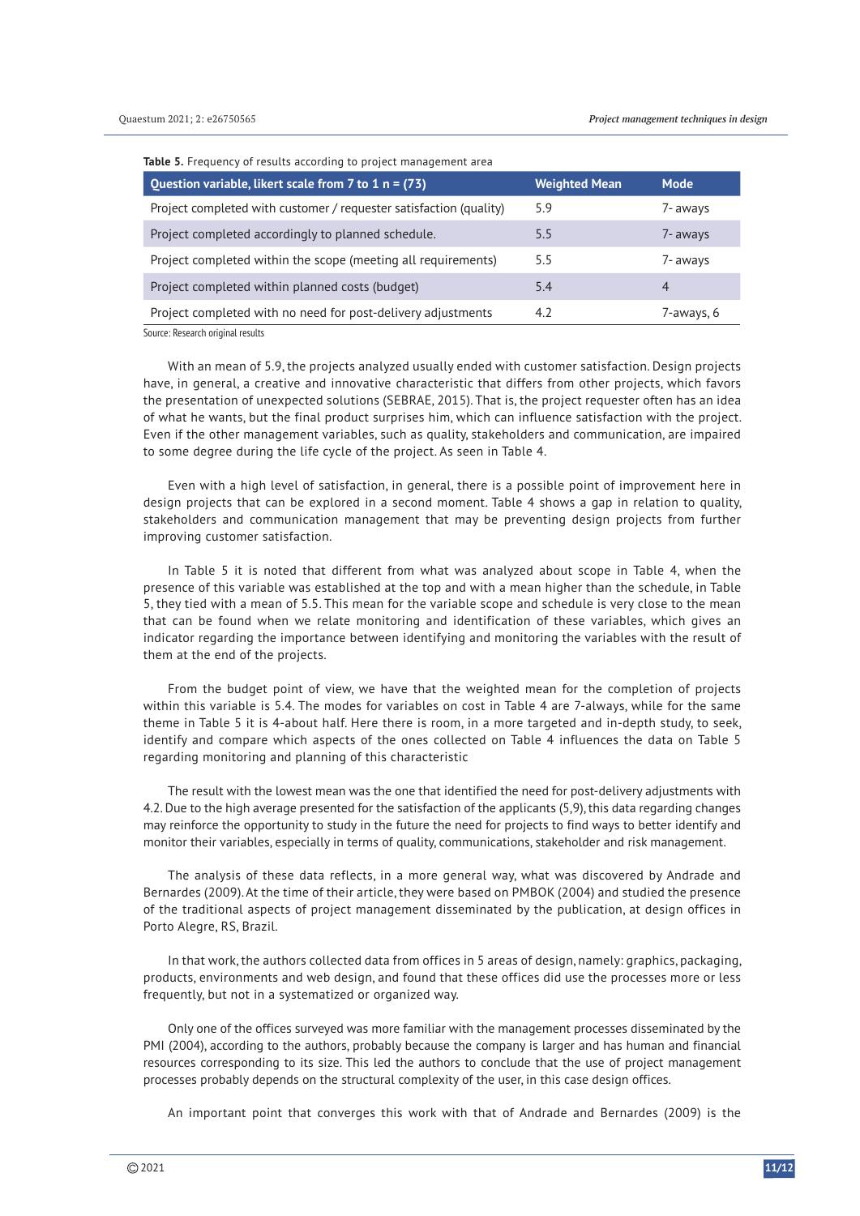**Table 5.** Frequency of results according to project management area

| Question variable, likert scale from 7 to 1 n = (73) | Weighted Mean | Mode |
|---|---|---|
| Project completed with customer / requester satisfaction (quality) | 5.9 | 7- aways |
| Project completed accordingly to planned schedule. | 5.5 | 7- aways |
| Project completed within the scope (meeting all requirements) | 5.5 | 7- aways |
| Project completed within planned costs (budget) | 5.4 | 4 |
| Project completed with no need for post-delivery adjustments | 4.2 | 7-aways, 6 |

Source: Research original results

With an mean of 5.9, the projects analyzed usually ended with customer satisfaction. Design projects have, in general, a creative and innovative characteristic that differs from other projects, which favors the presentation of unexpected solutions (SEBRAE, 2015). That is, the project requester often has an idea of what he wants, but the final product surprises him, which can influence satisfaction with the project. Even if the other management variables, such as quality, stakeholders and communication, are impaired to some degree during the life cycle of the project. As seen in Table 4.

Even with a high level of satisfaction, in general, there is a possible point of improvement here in design projects that can be explored in a second moment. Table 4 shows a gap in relation to quality, stakeholders and communication management that may be preventing design projects from further improving customer satisfaction.

In Table 5 it is noted that different from what was analyzed about scope in Table 4, when the presence of this variable was established at the top and with a mean higher than the schedule, in Table 5, they tied with a mean of 5.5. This mean for the variable scope and schedule is very close to the mean that can be found when we relate monitoring and identification of these variables, which gives an indicator regarding the importance between identifying and monitoring the variables with the result of them at the end of the projects.

From the budget point of view, we have that the weighted mean for the completion of projects within this variable is 5.4. The modes for variables on cost in Table 4 are 7-always, while for the same theme in Table 5 it is 4-about half. Here there is room, in a more targeted and in-depth study, to seek, identify and compare which aspects of the ones collected on Table 4 influences the data on Table 5 regarding monitoring and planning of this characteristic

The result with the lowest mean was the one that identified the need for post-delivery adjustments with 4.2. Due to the high average presented for the satisfaction of the applicants (5,9), this data regarding changes may reinforce the opportunity to study in the future the need for projects to find ways to better identify and monitor their variables, especially in terms of quality, communications, stakeholder and risk management.

The analysis of these data reflects, in a more general way, what was discovered by Andrade and Bernardes (2009). At the time of their article, they were based on PMBOK (2004) and studied the presence of the traditional aspects of project management disseminated by the publication, at design offices in Porto Alegre, RS, Brazil.

In that work, the authors collected data from offices in 5 areas of design, namely: graphics, packaging, products, environments and web design, and found that these offices did use the processes more or less frequently, but not in a systematized or organized way.

Only one of the offices surveyed was more familiar with the management processes disseminated by the PMI (2004), according to the authors, probably because the company is larger and has human and financial resources corresponding to its size. This led the authors to conclude that the use of project management processes probably depends on the structural complexity of the user, in this case design offices.

An important point that converges this work with that of Andrade and Bernardes (2009) is the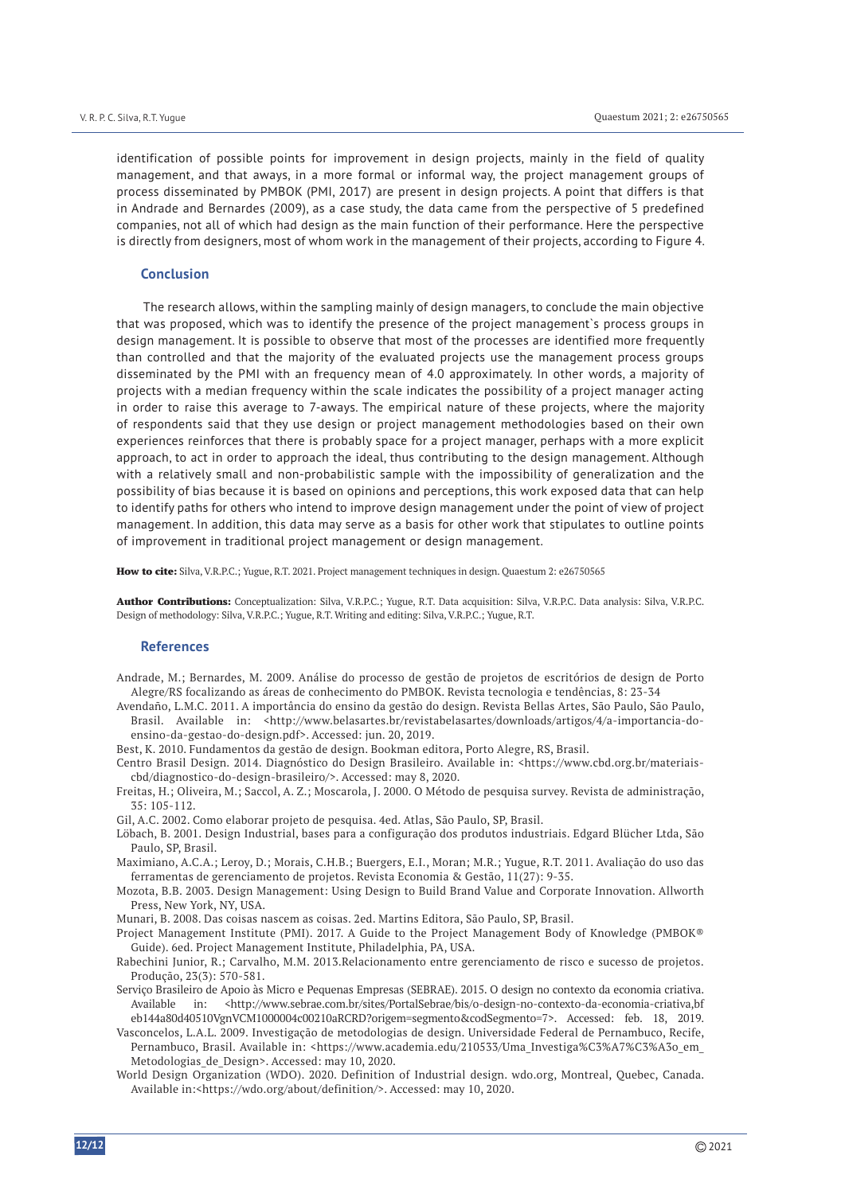identification of possible points for improvement in design projects, mainly in the field of quality management, and that aways, in a more formal or informal way, the project management groups of process disseminated by PMBOK (PMI, 2017) are present in design projects. A point that differs is that in Andrade and Bernardes (2009), as a case study, the data came from the perspective of 5 predefined companies, not all of which had design as the main function of their performance. Here the perspective is directly from designers, most of whom work in the management of their projects, according to Figure 4.

## Conclusion

The research allows, within the sampling mainly of design managers, to conclude the main objective that was proposed, which was to identify the presence of the project management`s process groups in design management. It is possible to observe that most of the processes are identified more frequently than controlled and that the majority of the evaluated projects use the management process groups disseminated by the PMI with an frequency mean of 4.0 approximately. In other words, a majority of projects with a median frequency within the scale indicates the possibility of a project manager acting in order to raise this average to 7-aways. The empirical nature of these projects, where the majority of respondents said that they use design or project management methodologies based on their own experiences reinforces that there is probably space for a project manager, perhaps with a more explicit approach, to act in order to approach the ideal, thus contributing to the design management. Although with a relatively small and non-probabilistic sample with the impossibility of generalization and the possibility of bias because it is based on opinions and perceptions, this work exposed data that can help to identify paths for others who intend to improve design management under the point of view of project management. In addition, this data may serve as a basis for other work that stipulates to outline points of improvement in traditional project management or design management.

**How to cite:** Silva, V.R.P.C.; Yugue, R.T. 2021. Project management techniques in design. Quaestum 2: e26750565

**Author Contributions:** Conceptualization: Silva, V.R.P.C.; Yugue, R.T. Data acquisition: Silva, V.R.P.C. Data analysis: Silva, V.R.P.C. Design of methodology: Silva, V.R.P.C.; Yugue, R.T. Writing and editing: Silva, V.R.P.C.; Yugue, R.T.

## References

Andrade, M.; Bernardes, M. 2009. Análise do processo de gestão de projetos de escritórios de design de Porto Alegre/RS focalizando as áreas de conhecimento do PMBOK. Revista tecnologia e tendências, 8: 23-34

Avendaño, L.M.C. 2011. A importância do ensino da gestão do design. Revista Bellas Artes, São Paulo, São Paulo, Brasil. Available in: <http://www.belasartes.br/revistabelasartes/downloads/artigos/4/a-importancia-do-ensino-da-gestao-do-design.pdf>. Accessed: jun. 20, 2019.

Best, K. 2010. Fundamentos da gestão de design. Bookman editora, Porto Alegre, RS, Brasil.

Centro Brasil Design. 2014. Diagnóstico do Design Brasileiro. Available in: <https://www.cbd.org.br/materiais-cbd/diagnostico-do-design-brasileiro/>. Accessed: may 8, 2020.

Freitas, H.; Oliveira, M.; Saccol, A. Z.; Moscarola, J. 2000. O Método de pesquisa survey. Revista de administração, 35: 105-112.

Gil, A.C. 2002. Como elaborar projeto de pesquisa. 4ed. Atlas, São Paulo, SP, Brasil.

Löbach, B. 2001. Design Industrial, bases para a configuração dos produtos industriais. Edgard Blücher Ltda, São Paulo, SP, Brasil.

Maximiano, A.C.A.; Leroy, D.; Morais, C.H.B.; Buergers, E.I., Moran; M.R.; Yugue, R.T. 2011. Avaliação do uso das ferramentas de gerenciamento de projetos. Revista Economia & Gestão, 11(27): 9-35.

Mozota, B.B. 2003. Design Management: Using Design to Build Brand Value and Corporate Innovation. Allworth Press, New York, NY, USA.

Munari, B. 2008. Das coisas nascem as coisas. 2ed. Martins Editora, São Paulo, SP, Brasil.

Project Management Institute (PMI). 2017. A Guide to the Project Management Body of Knowledge (PMBOK® Guide). 6ed. Project Management Institute, Philadelphia, PA, USA.

Rabechini Junior, R.; Carvalho, M.M. 2013.Relacionamento entre gerenciamento de risco e sucesso de projetos. Produção, 23(3): 570-581.

Serviço Brasileiro de Apoio às Micro e Pequenas Empresas (SEBRAE). 2015. O design no contexto da economia criativa. Available in: <http://www.sebrae.com.br/sites/PortalSebrae/bis/o-design-no-contexto-da-economia-criativa,bfeb144a80d40510VgnVCM1000004c00210aRCRD?origem=segmento&codSegmento=7>. Accessed: feb. 18, 2019.

Vasconcelos, L.A.L. 2009. Investigação de metodologias de design. Universidade Federal de Pernambuco, Recife, Pernambuco, Brasil. Available in: <https://www.academia.edu/210533/Uma_Investiga%C3%A7%C3%A3o_em_Metodologias_de_Design>. Accessed: may 10, 2020.

World Design Organization (WDO). 2020. Definition of Industrial design. wdo.org, Montreal, Quebec, Canada. Available in:<https://wdo.org/about/definition/>. Accessed: may 10, 2020.